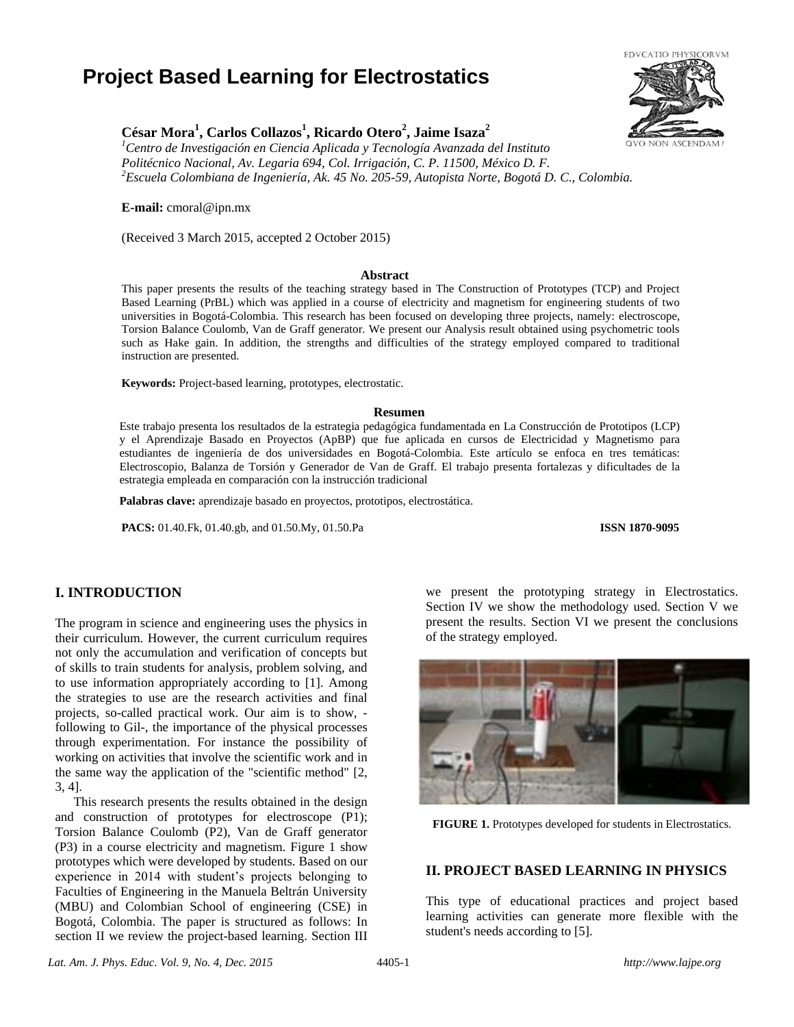# Project Based Learning for Electrostatics

**César Mora[1], Carlos Collazos[1], Ricardo Otero[2], Jaime Isaza[2]**

*[1]Centro de Investigación en Ciencia Aplicada y Tecnología Avanzada del Instituto Politécnico Nacional, Av. Legaria 694, Col. Irrigación, C. P. 11500, México D. F.*
*[2]Escuela Colombiana de Ingeniería, Ak. 45 No. 205-59, Autopista Norte, Bogotá D. C., Colombia.*

**E-mail:** cmoral@ipn.mx

(Received 3 March 2015, accepted 2 October 2015)

## Abstract

This paper presents the results of the teaching strategy based in The Construction of Prototypes (TCP) and Project Based Learning (PrBL) which was applied in a course of electricity and magnetism for engineering students of two universities in Bogotá-Colombia. This research has been focused on developing three projects, namely: electroscope, Torsion Balance Coulomb, Van de Graff generator. We present our Analysis result obtained using psychometric tools such as Hake gain. In addition, the strengths and difficulties of the strategy employed compared to traditional instruction are presented.

**Keywords:** Project-based learning, prototypes, electrostatic.

## Resumen

Este trabajo presenta los resultados de la estrategia pedagógica fundamentada en La Construcción de Prototipos (LCP) y el Aprendizaje Basado en Proyectos (ApBP) que fue aplicada en cursos de Electricidad y Magnetismo para estudiantes de ingeniería de dos universidades en Bogotá-Colombia. Este artículo se enfoca en tres temáticas: Electroscopio, Balanza de Torsión y Generador de Van de Graff. El trabajo presenta fortalezas y dificultades de la estrategia empleada en comparación con la instrucción tradicional

**Palabras clave:** aprendizaje basado en proyectos, prototipos, electrostática.

**PACS:** 01.40.Fk, 01.40.gb, and 01.50.My, 01.50.Pa **ISSN 1870-9095**

## I. INTRODUCTION

The program in science and engineering uses the physics in their curriculum. However, the current curriculum requires not only the accumulation and verification of concepts but of skills to train students for analysis, problem solving, and to use information appropriately according to [1]. Among the strategies to use are the research activities and final projects, so-called practical work. Our aim is to show, -following to Gil-, the importance of the physical processes through experimentation. For instance the possibility of working on activities that involve the scientific work and in the same way the application of the "scientific method" [2, 3, 4].

This research presents the results obtained in the design and construction of prototypes for electroscope (P1); Torsion Balance Coulomb (P2), Van de Graff generator (P3) in a course electricity and magnetism. Figure 1 show prototypes which were developed by students. Based on our experience in 2014 with student's projects belonging to Faculties of Engineering in the Manuela Beltrán University (MBU) and Colombian School of engineering (CSE) in Bogotá, Colombia. The paper is structured as follows: In section II we review the project-based learning. Section III we present the prototyping strategy in Electrostatics. Section IV we show the methodology used. Section V we present the results. Section VI we present the conclusions of the strategy employed.

**FIGURE 1.** Prototypes developed for students in Electrostatics.

## II. PROJECT BASED LEARNING IN PHYSICS

This type of educational practices and project based learning activities can generate more flexible with the student's needs according to [5].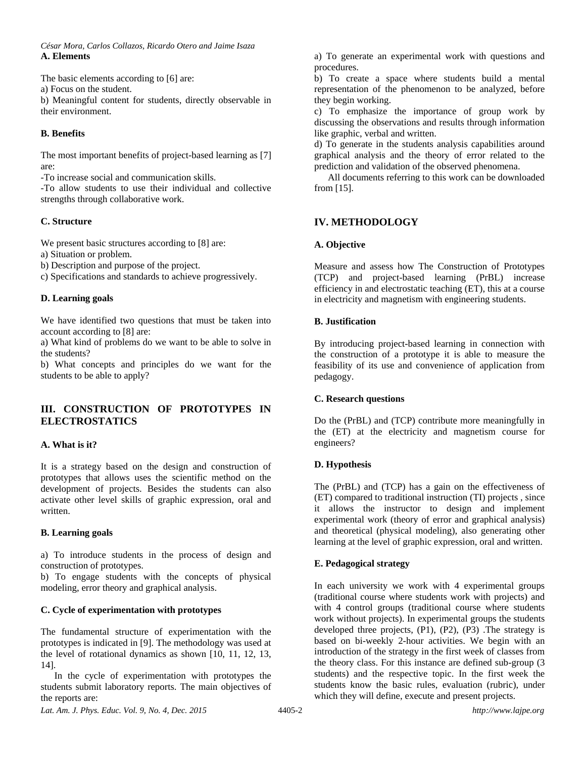### A. Elements

The basic elements according to [6] are:
a) Focus on the student.
b) Meaningful content for students, directly observable in their environment.

### B. Benefits

The most important benefits of project-based learning as [7] are:
-To increase social and communication skills.
-To allow students to use their individual and collective strengths through collaborative work.

### C. Structure

We present basic structures according to [8] are:
a) Situation or problem.
b) Description and purpose of the project.
c) Specifications and standards to achieve progressively.

### D. Learning goals

We have identified two questions that must be taken into account according to [8] are:
a) What kind of problems do we want to be able to solve in the students?
b) What concepts and principles do we want for the students to be able to apply?

## III. CONSTRUCTION OF PROTOTYPES IN ELECTROSTATICS

### A. What is it?

It is a strategy based on the design and construction of prototypes that allows uses the scientific method on the development of projects. Besides the students can also activate other level skills of graphic expression, oral and written.

### B. Learning goals

a) To introduce students in the process of design and construction of prototypes.
b) To engage students with the concepts of physical modeling, error theory and graphical analysis.

### C. Cycle of experimentation with prototypes

The fundamental structure of experimentation with the prototypes is indicated in [9]. The methodology was used at the level of rotational dynamics as shown [10, 11, 12, 13, 14].

In the cycle of experimentation with prototypes the students submit laboratory reports. The main objectives of the reports are:

a) To generate an experimental work with questions and procedures.
b) To create a space where students build a mental representation of the phenomenon to be analyzed, before they begin working.
c) To emphasize the importance of group work by discussing the observations and results through information like graphic, verbal and written.
d) To generate in the students analysis capabilities around graphical analysis and the theory of error related to the prediction and validation of the observed phenomena.

All documents referring to this work can be downloaded from [15].

## IV. METHODOLOGY

### A. Objective

Measure and assess how The Construction of Prototypes (TCP) and project-based learning (PrBL) increase efficiency in and electrostatic teaching (ET), this at a course in electricity and magnetism with engineering students.

### B. Justification

By introducing project-based learning in connection with the construction of a prototype it is able to measure the feasibility of its use and convenience of application from pedagogy.

### C. Research questions

Do the (PrBL) and (TCP) contribute more meaningfully in the (ET) at the electricity and magnetism course for engineers?

### D. Hypothesis

The (PrBL) and (TCP) has a gain on the effectiveness of (ET) compared to traditional instruction (TI) projects , since it allows the instructor to design and implement experimental work (theory of error and graphical analysis) and theoretical (physical modeling), also generating other learning at the level of graphic expression, oral and written.

### E. Pedagogical strategy

In each university we work with 4 experimental groups (traditional course where students work with projects) and with 4 control groups (traditional course where students work without projects). In experimental groups the students developed three projects, (P1), (P2), (P3) .The strategy is based on bi-weekly 2-hour activities. We begin with an introduction of the strategy in the first week of classes from the theory class. For this instance are defined sub-group (3 students) and the respective topic. In the first week the students know the basic rules, evaluation (rubric), under which they will define, execute and present projects.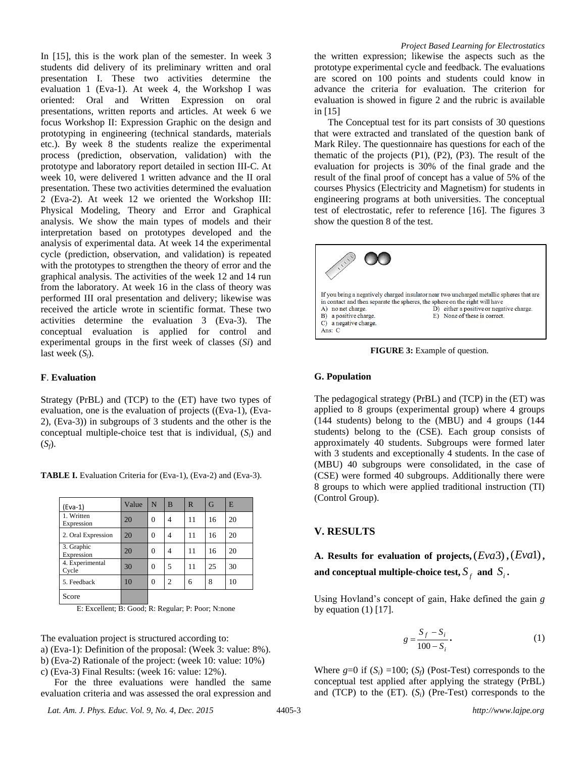In [15], this is the work plan of the semester. In week 3 students did delivery of its preliminary written and oral presentation I. These two activities determine the evaluation 1 (Eva-1). At week 4, the Workshop I was oriented: Oral and Written Expression on oral presentations, written reports and articles. At week 6 we focus Workshop II: Expression Graphic on the design and prototyping in engineering (technical standards, materials etc.). By week 8 the students realize the experimental process (prediction, observation, validation) with the prototype and laboratory report detailed in section III-C. At week 10, were delivered 1 written advance and the II oral presentation. These two activities determined the evaluation 2 (Eva-2). At week 12 we oriented the Workshop III: Physical Modeling, Theory and Error and Graphical analysis. We show the main types of models and their interpretation based on prototypes developed and the analysis of experimental data. At week 14 the experimental cycle (prediction, observation, and validation) is repeated with the prototypes to strengthen the theory of error and the graphical analysis. The activities of the week 12 and 14 run from the laboratory. At week 16 in the class of theory was performed III oral presentation and delivery; likewise was received the article wrote in scientific format. These two activities determine the evaluation 3 (Eva-3). The conceptual evaluation is applied for control and experimental groups in the first week of classes ($S_i$) and last week ($S_f$).

### F. Evaluation

Strategy (PrBL) and (TCP) to the (ET) have two types of evaluation, one is the evaluation of projects ((Eva-1), (Eva-2), (Eva-3)) in subgroups of 3 students and the other is the conceptual multiple-choice test that is individual, ($S_i$) and ($S_f$).

**TABLE I.** Evaluation Criteria for (Eva-1), (Eva-2) and (Eva-3).

| (Eva-1) | Value | N | B | R | G | E |
|---|---|---|---|---|---|---|
| 1. Written Expression | 20 | 0 | 4 | 11 | 16 | 20 |
| 2. Oral Expression | 20 | 0 | 4 | 11 | 16 | 20 |
| 3. Graphic Expression | 20 | 0 | 4 | 11 | 16 | 20 |
| 4. Experimental Cycle | 30 | 0 | 5 | 11 | 25 | 30 |
| 5. Feedback | 10 | 0 | 2 | 6 | 8 | 10 |
| Score | | | | | | |

E: Excellent; B: Good; R: Regular; P: Poor; N:none

The evaluation project is structured according to:

a) (Eva-1): Definition of the proposal: (Week 3: value: 8%).
b) (Eva-2) Rationale of the project: (week 10: value: 10%)
c) (Eva-3) Final Results: (week 16: value: 12%).

For the three evaluations were handled the same evaluation criteria and was assessed the oral expression and the written expression; likewise the aspects such as the prototype experimental cycle and feedback. The evaluations are scored on 100 points and students could know in advance the criteria for evaluation. The criterion for evaluation is showed in figure 2 and the rubric is available in [15]

The Conceptual test for its part consists of 30 questions that were extracted and translated of the question bank of Mark Riley. The questionnaire has questions for each of the thematic of the projects (P1), (P2), (P3). The result of the evaluation for projects is 30% of the final grade and the result of the final proof of concept has a value of 5% of the courses Physics (Electricity and Magnetism) for students in engineering programs at both universities. The conceptual test of electrostatic, refer to reference [16]. The figures 3 show the question 8 of the test.

If you bring a negatively charged insulator near two uncharged metallic spheres that are in contact and then separate the spheres, the sphere on the right will have
A) no net charge.
B) a positive charge.
C) a negative charge.
D) either a positive or negative charge.
E) None of these is correct.
Ans: C

**FIGURE 3:** Example of question.

### G. Population

The pedagogical strategy (PrBL) and (TCP) in the (ET) was applied to 8 groups (experimental group) where 4 groups (144 students) belong to the (MBU) and 4 groups (144 students) belong to the (CSE). Each group consists of approximately 40 students. Subgroups were formed later with 3 students and exceptionally 4 students. In the case of (MBU) 40 subgroups were consolidated, in the case of (CSE) were formed 40 subgroups. Additionally there were 8 groups to which were applied traditional instruction (TI) (Control Group).

## V. RESULTS

### A. Results for evaluation of projects, $(Eva3)$, $(Eva1)$, and conceptual multiple-choice test, $S_f$ and $S_i$.

Using Hovland's concept of gain, Hake defined the gain $g$ by equation (1) [17].

$$g = \frac{S_f - S_i}{100 - S_i}. \tag{1}$$

Where $g$=0 if ($S_i$) =100; ($S_f$) (Post-Test) corresponds to the conceptual test applied after applying the strategy (PrBL) and (TCP) to the (ET). ($S_i$) (Pre-Test) corresponds to the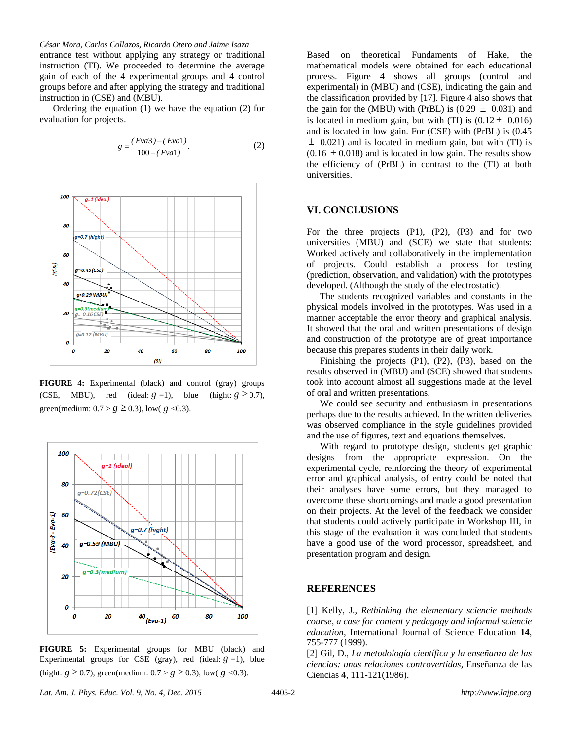entrance test without applying any strategy or traditional instruction (TI). We proceeded to determine the average gain of each of the 4 experimental groups and 4 control groups before and after applying the strategy and traditional instruction in (CSE) and (MBU).

Ordering the equation (1) we have the equation (2) for evaluation for projects.

$$g = \frac{(Eva3)-(Eva1)}{100-(Eva1)}. \quad (2)$$

**FIGURE 4:** Experimental (black) and control (gray) groups (CSE, MBU), red (ideal: $g$ =1), blue (hight: $g \geq 0.7$), green(medium: $0.7 > g \geq 0.3$), low( $g$ <0.3).

**FIGURE 5:** Experimental groups for MBU (black) and Experimental groups for CSE (gray), red (ideal: $g$ =1), blue (hight: $g \geq 0.7$), green(medium: $0.7 > g \geq 0.3$), low( $g$ <0.3).

Based on theoretical Fundaments of Hake, the mathematical models were obtained for each educational process. Figure 4 shows all groups (control and experimental) in (MBU) and (CSE), indicating the gain and the classification provided by [17]. Figure 4 also shows that the gain for the (MBU) with (PrBL) is ($0.29 \pm 0.031$) and is located in medium gain, but with (TI) is ($0.12 \pm 0.016$) and is located in low gain. For (CSE) with (PrBL) is ($0.45 \pm 0.021$) and is located in medium gain, but with (TI) is ($0.16 \pm 0.018$) and is located in low gain. The results show the efficiency of (PrBL) in contrast to the (TI) at both universities.

## VI. CONCLUSIONS

For the three projects (P1), (P2), (P3) and for two universities (MBU) and (SCE) we state that students: Worked actively and collaboratively in the implementation of projects. Could establish a process for testing (prediction, observation, and validation) with the prototypes developed. (Although the study of the electrostatic).

The students recognized variables and constants in the physical models involved in the prototypes. Was used in a manner acceptable the error theory and graphical analysis. It showed that the oral and written presentations of design and construction of the prototype are of great importance because this prepares students in their daily work.

Finishing the projects (P1), (P2), (P3), based on the results observed in (MBU) and (SCE) showed that students took into account almost all suggestions made at the level of oral and written presentations.

We could see security and enthusiasm in presentations perhaps due to the results achieved. In the written deliveries was observed compliance in the style guidelines provided and the use of figures, text and equations themselves.

With regard to prototype design, students get graphic designs from the appropriate expression. On the experimental cycle, reinforcing the theory of experimental error and graphical analysis, of entry could be noted that their analyses have some errors, but they managed to overcome these shortcomings and made a good presentation on their projects. At the level of the feedback we consider that students could actively participate in Workshop III, in this stage of the evaluation it was concluded that students have a good use of the word processor, spreadsheet, and presentation program and design.

## REFERENCES

[1] Kelly, J., *Rethinking the elementary sciencie methods course, a case for content y pedagogy and informal sciencie education*, International Journal of Science Education **14**, 755-777 (1999).

[2] Gil, D., *La metodología científica y la enseñanza de las ciencias: unas relaciones controvertidas*, Enseñanza de las Ciencias **4**, 111-121(1986).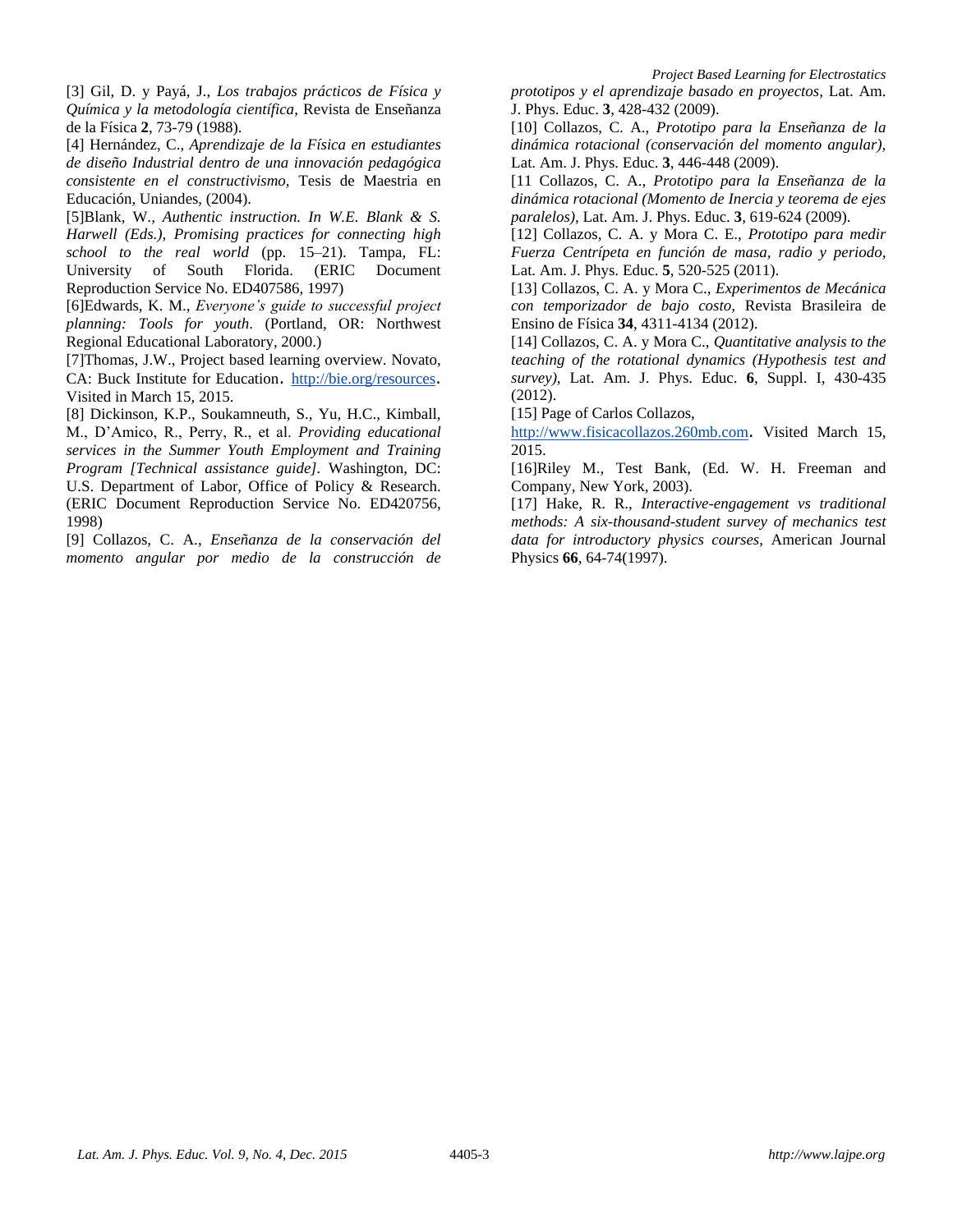[3] Gil, D. y Payá, J., *Los trabajos prácticos de Física y Química y la metodología científica*, Revista de Enseñanza de la Física **2**, 73-79 (1988).

[4] Hernández, C., *Aprendizaje de la Física en estudiantes de diseño Industrial dentro de una innovación pedagógica consistente en el constructivismo*, Tesis de Maestria en Educación, Uniandes, (2004).

[5]Blank, W., *Authentic instruction. In W.E. Blank & S. Harwell (Eds.), Promising practices for connecting high school to the real world* (pp. 15–21). Tampa, FL: University of South Florida. (ERIC Document Reproduction Service No. ED407586, 1997)

[6]Edwards, K. M., *Everyone's guide to successful project planning: Tools for youth*. (Portland, OR: Northwest Regional Educational Laboratory, 2000.)

[7]Thomas, J.W., Project based learning overview. Novato, CA: Buck Institute for Education. http://bie.org/resources. Visited in March 15, 2015.

[8] Dickinson, K.P., Soukamneuth, S., Yu, H.C., Kimball, M., D'Amico, R., Perry, R., et al. *Providing educational services in the Summer Youth Employment and Training Program [Technical assistance guide]*. Washington, DC: U.S. Department of Labor, Office of Policy & Research. (ERIC Document Reproduction Service No. ED420756, 1998)

[9] Collazos, C. A., *Enseñanza de la conservación del momento angular por medio de la construcción de prototipos y el aprendizaje basado en proyectos*, Lat. Am. J. Phys. Educ. **3**, 428-432 (2009).

[10] Collazos, C. A., *Prototipo para la Enseñanza de la dinámica rotacional (conservación del momento angular)*, Lat. Am. J. Phys. Educ. **3**, 446-448 (2009).

[11 Collazos, C. A., *Prototipo para la Enseñanza de la dinámica rotacional (Momento de Inercia y teorema de ejes paralelos)*, Lat. Am. J. Phys. Educ. **3**, 619-624 (2009).

[12] Collazos, C. A. y Mora C. E., *Prototipo para medir Fuerza Centrípeta en función de masa, radio y periodo*, Lat. Am. J. Phys. Educ. **5**, 520-525 (2011).

[13] Collazos, C. A. y Mora C., *Experimentos de Mecánica con temporizador de bajo costo*, Revista Brasileira de Ensino de Física **34**, 4311-4134 (2012).

[14] Collazos, C. A. y Mora C., *Quantitative analysis to the teaching of the rotational dynamics (Hypothesis test and survey)*, Lat. Am. J. Phys. Educ. **6**, Suppl. I, 430-435 (2012).

[15] Page of Carlos Collazos, http://www.fisicacollazos.260mb.com. Visited March 15, 2015.

[16]Riley M., Test Bank, (Ed. W. H. Freeman and Company, New York, 2003).

[17] Hake, R. R., *Interactive-engagement vs traditional methods: A six-thousand-student survey of mechanics test data for introductory physics courses*, American Journal Physics **66**, 64-74(1997).